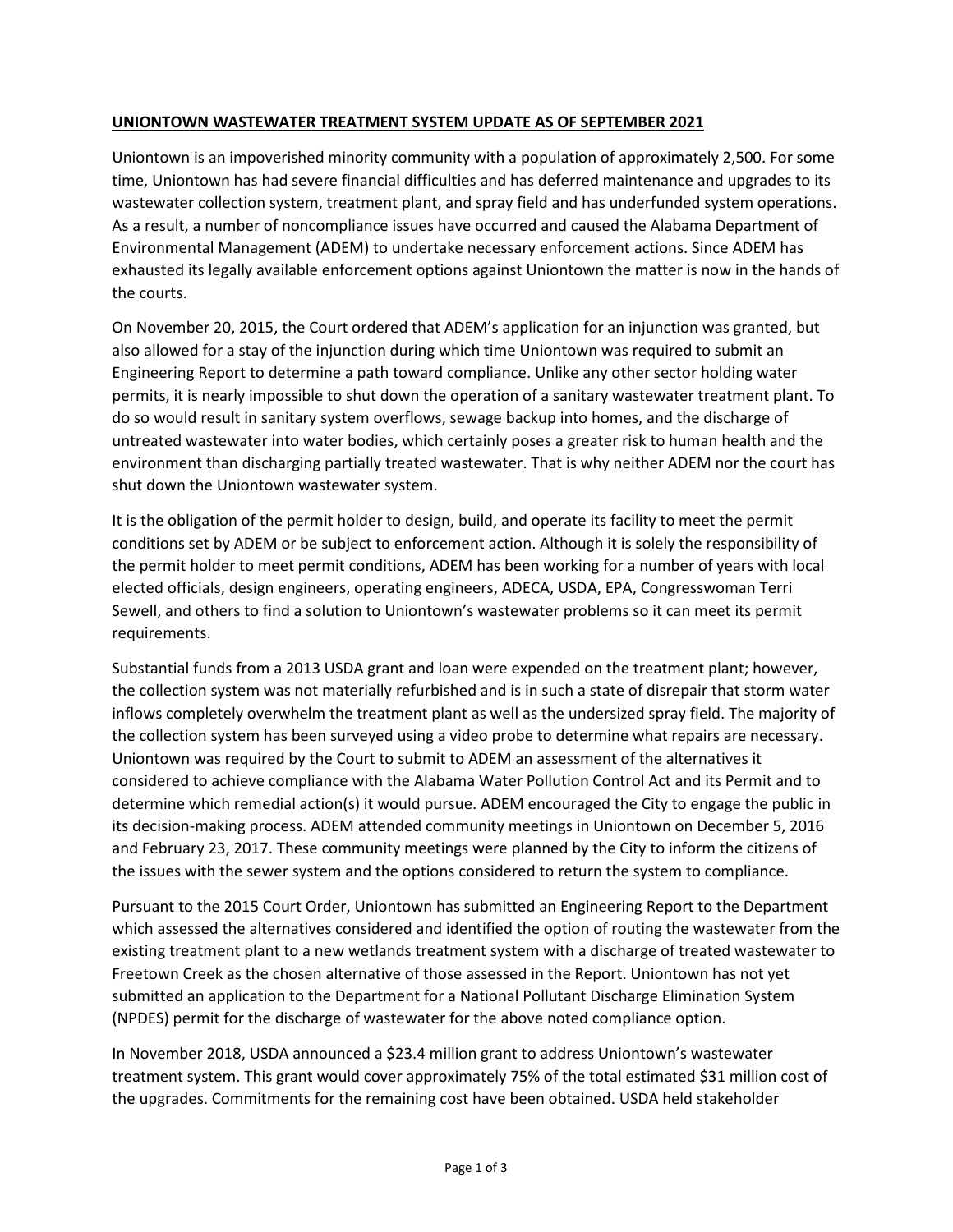**UNIONTOWN WASTEWATER TREATMENT SYSTEM UPDATE AS OF SEPTEMBER 2021**

Uniontown is an impoverished minority community with a population of approximately 2,500. For some time, Uniontown has had severe financial difficulties and has deferred maintenance and upgrades to its wastewater collection system, treatment plant, and spray field and has underfunded system operations. As a result, a number of noncompliance issues have occurred and caused the Alabama Department of Environmental Management (ADEM) to undertake necessary enforcement actions. Since ADEM has exhausted its legally available enforcement options against Uniontown the matter is now in the hands of the courts.

On November 20, 2015, the Court ordered that ADEM's application for an injunction was granted, but also allowed for a stay of the injunction during which time Uniontown was required to submit an Engineering Report to determine a path toward compliance. Unlike any other sector holding water permits, it is nearly impossible to shut down the operation of a sanitary wastewater treatment plant. To do so would result in sanitary system overflows, sewage backup into homes, and the discharge of untreated wastewater into water bodies, which certainly poses a greater risk to human health and the environment than discharging partially treated wastewater. That is why neither ADEM nor the court has shut down the Uniontown wastewater system.

It is the obligation of the permit holder to design, build, and operate its facility to meet the permit conditions set by ADEM or be subject to enforcement action. Although it is solely the responsibility of the permit holder to meet permit conditions, ADEM has been working for a number of years with local elected officials, design engineers, operating engineers, ADECA, USDA, EPA, Congresswoman Terri Sewell, and others to find a solution to Uniontown's wastewater problems so it can meet its permit requirements.

Substantial funds from a 2013 USDA grant and loan were expended on the treatment plant; however, the collection system was not materially refurbished and is in such a state of disrepair that storm water inflows completely overwhelm the treatment plant as well as the undersized spray field. The majority of the collection system has been surveyed using a video probe to determine what repairs are necessary. Uniontown was required by the Court to submit to ADEM an assessment of the alternatives it considered to achieve compliance with the Alabama Water Pollution Control Act and its Permit and to determine which remedial action(s) it would pursue. ADEM encouraged the City to engage the public in its decision-making process. ADEM attended community meetings in Uniontown on December 5, 2016 and February 23, 2017. These community meetings were planned by the City to inform the citizens of the issues with the sewer system and the options considered to return the system to compliance.

Pursuant to the 2015 Court Order, Uniontown has submitted an Engineering Report to the Department which assessed the alternatives considered and identified the option of routing the wastewater from the existing treatment plant to a new wetlands treatment system with a discharge of treated wastewater to Freetown Creek as the chosen alternative of those assessed in the Report. Uniontown has not yet submitted an application to the Department for a National Pollutant Discharge Elimination System (NPDES) permit for the discharge of wastewater for the above noted compliance option.

In November 2018, USDA announced a \$23.4 million grant to address Uniontown's wastewater treatment system. This grant would cover approximately 75% of the total estimated \$31 million cost of the upgrades. Commitments for the remaining cost have been obtained. USDA held stakeholder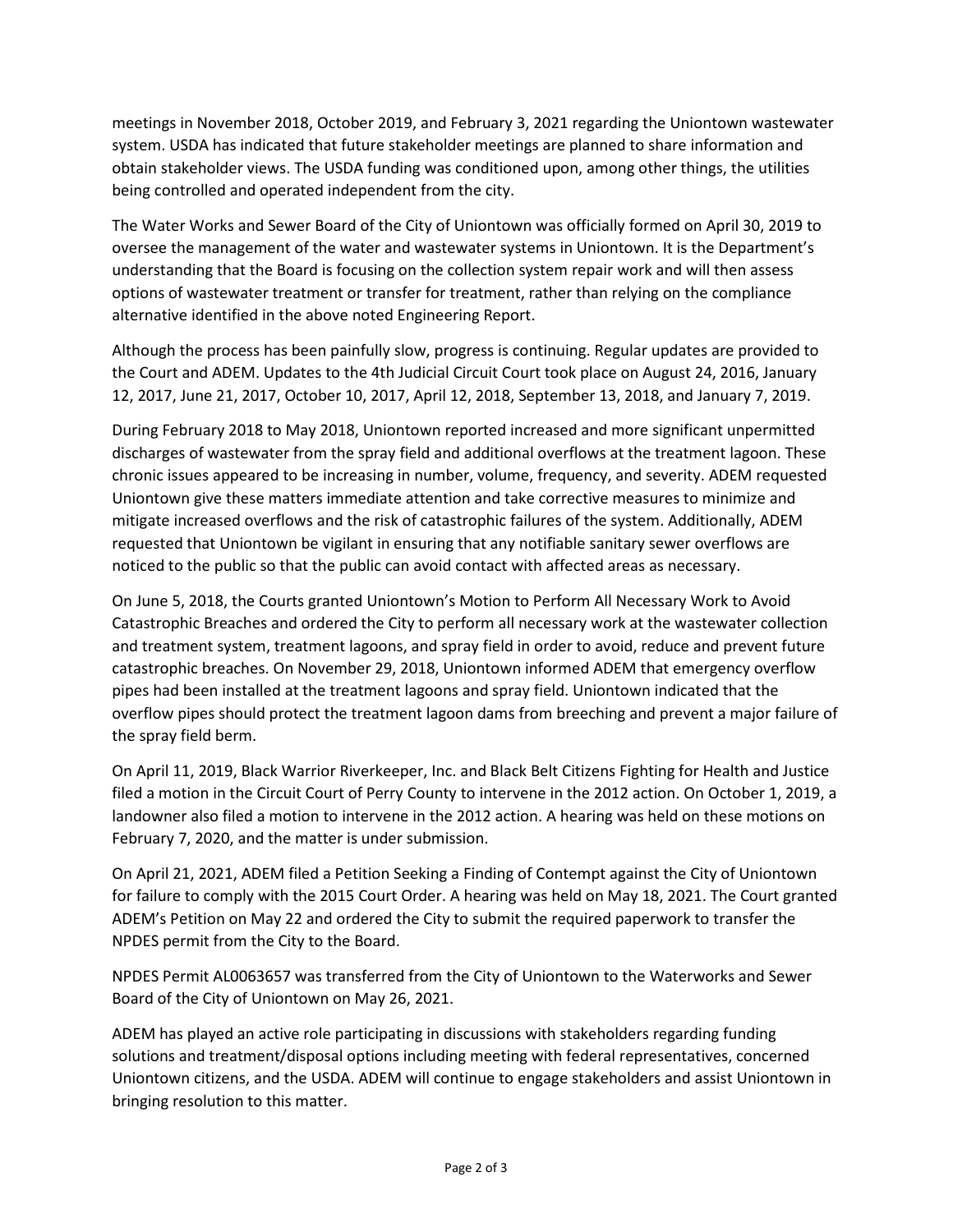meetings in November 2018, October 2019, and February 3, 2021 regarding the Uniontown wastewater system. USDA has indicated that future stakeholder meetings are planned to share information and obtain stakeholder views. The USDA funding was conditioned upon, among other things, the utilities being controlled and operated independent from the city.

The Water Works and Sewer Board of the City of Uniontown was officially formed on April 30, 2019 to oversee the management of the water and wastewater systems in Uniontown. It is the Department's understanding that the Board is focusing on the collection system repair work and will then assess options of wastewater treatment or transfer for treatment, rather than relying on the compliance alternative identified in the above noted Engineering Report.

Although the process has been painfully slow, progress is continuing. Regular updates are provided to the Court and ADEM. Updates to the 4th Judicial Circuit Court took place on August 24, 2016, January 12, 2017, June 21, 2017, October 10, 2017, April 12, 2018, September 13, 2018, and January 7, 2019.

During February 2018 to May 2018, Uniontown reported increased and more significant unpermitted discharges of wastewater from the spray field and additional overflows at the treatment lagoon. These chronic issues appeared to be increasing in number, volume, frequency, and severity. ADEM requested Uniontown give these matters immediate attention and take corrective measures to minimize and mitigate increased overflows and the risk of catastrophic failures of the system. Additionally, ADEM requested that Uniontown be vigilant in ensuring that any notifiable sanitary sewer overflows are noticed to the public so that the public can avoid contact with affected areas as necessary.

On June 5, 2018, the Courts granted Uniontown's Motion to Perform All Necessary Work to Avoid Catastrophic Breaches and ordered the City to perform all necessary work at the wastewater collection and treatment system, treatment lagoons, and spray field in order to avoid, reduce and prevent future catastrophic breaches. On November 29, 2018, Uniontown informed ADEM that emergency overflow pipes had been installed at the treatment lagoons and spray field. Uniontown indicated that the overflow pipes should protect the treatment lagoon dams from breeching and prevent a major failure of the spray field berm.

On April 11, 2019, Black Warrior Riverkeeper, Inc. and Black Belt Citizens Fighting for Health and Justice filed a motion in the Circuit Court of Perry County to intervene in the 2012 action. On October 1, 2019, a landowner also filed a motion to intervene in the 2012 action. A hearing was held on these motions on February 7, 2020, and the matter is under submission.

On April 21, 2021, ADEM filed a Petition Seeking a Finding of Contempt against the City of Uniontown for failure to comply with the 2015 Court Order. A hearing was held on May 18, 2021. The Court granted ADEM's Petition on May 22 and ordered the City to submit the required paperwork to transfer the NPDES permit from the City to the Board.

NPDES Permit AL0063657 was transferred from the City of Uniontown to the Waterworks and Sewer Board of the City of Uniontown on May 26, 2021.

ADEM has played an active role participating in discussions with stakeholders regarding funding solutions and treatment/disposal options including meeting with federal representatives, concerned Uniontown citizens, and the USDA. ADEM will continue to engage stakeholders and assist Uniontown in bringing resolution to this matter.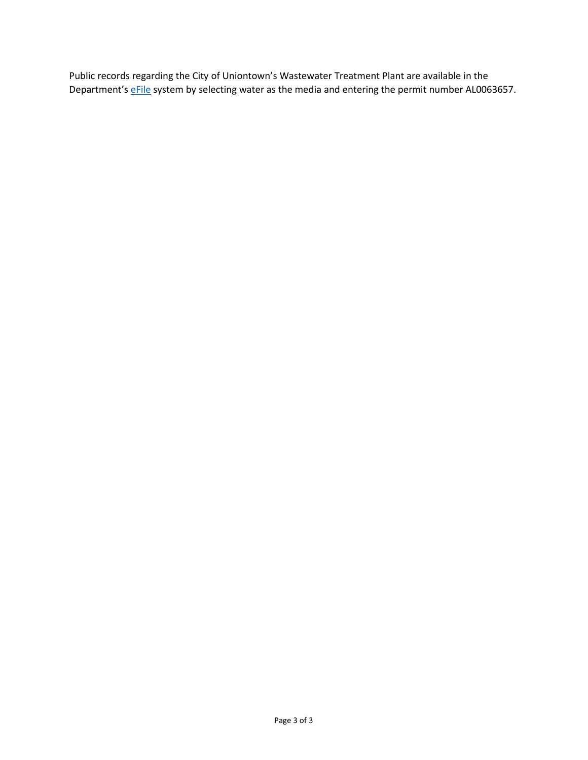Public records regarding the City of Uniontown's Wastewater Treatment Plant are available in the Department's eFile system by selecting water as the media and entering the permit number AL0063657.